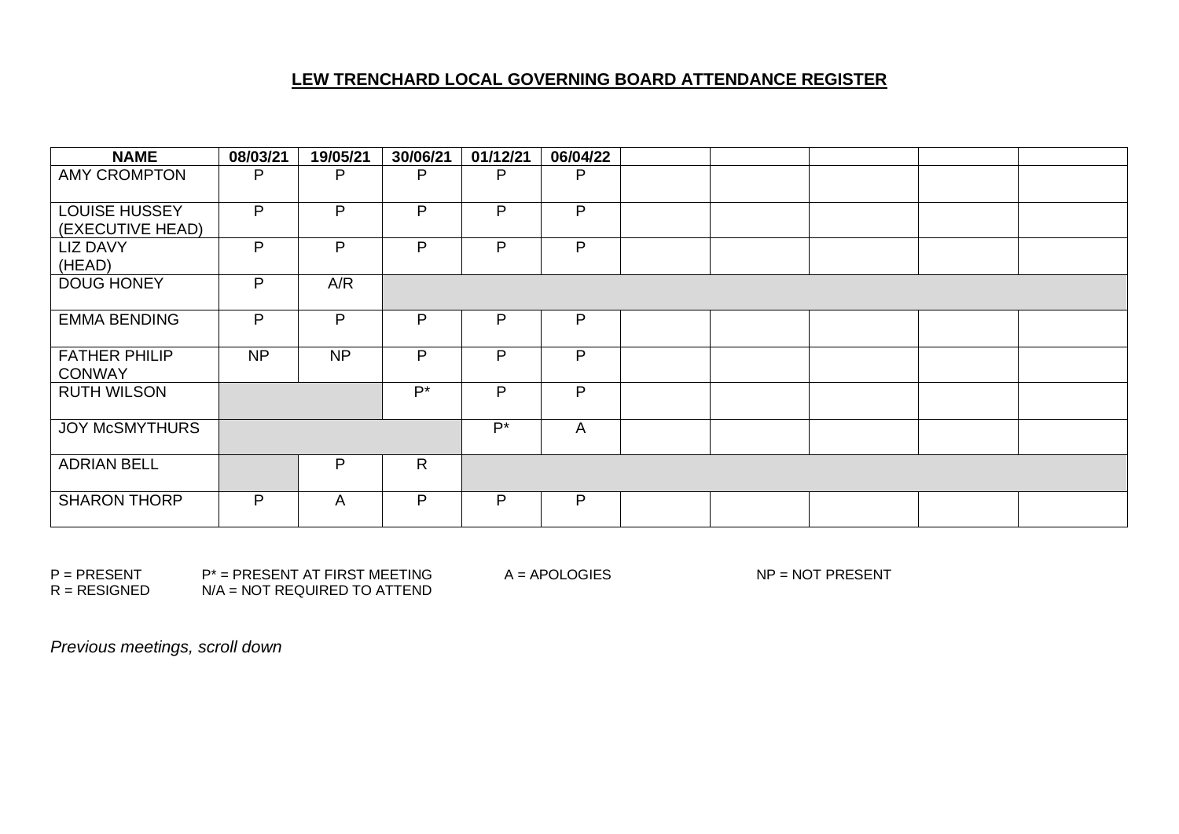# LEW TRENCHARD LOCAL GOVERNING BOARD ATTENDANCE REGISTER

| NAME | 08/03/21 | 19/05/21 | 30/06/21 | 01/12/21 | 06/04/22 | | | | | |
|---|---|---|---|---|---|---|---|---|---|---|
| AMY CROMPTON | P | P | P | P | P | | | | | |
| LOUISE HUSSEY (EXECUTIVE HEAD) | P | P | P | P | P | | | | | |
| LIZ DAVY (HEAD) | P | P | P | P | P | | | | | |
| DOUG HONEY | P | A/R | | | | | | | | |
| EMMA BENDING | P | P | P | P | P | | | | | |
| FATHER PHILIP CONWAY | NP | NP | P | P | P | | | | | |
| RUTH WILSON | | | P* | P | P | | | | | |
| JOY McSMYTHURS | | | | P* | A | | | | | |
| ADRIAN BELL | | P | R | | | | | | | |
| SHARON THORP | P | A | P | P | P | | | | | |

P = PRESENT     P* = PRESENT AT FIRST MEETING     A = APOLOGIES     NP = NOT PRESENT
R = RESIGNED     N/A = NOT REQUIRED TO ATTEND

*Previous meetings, scroll down*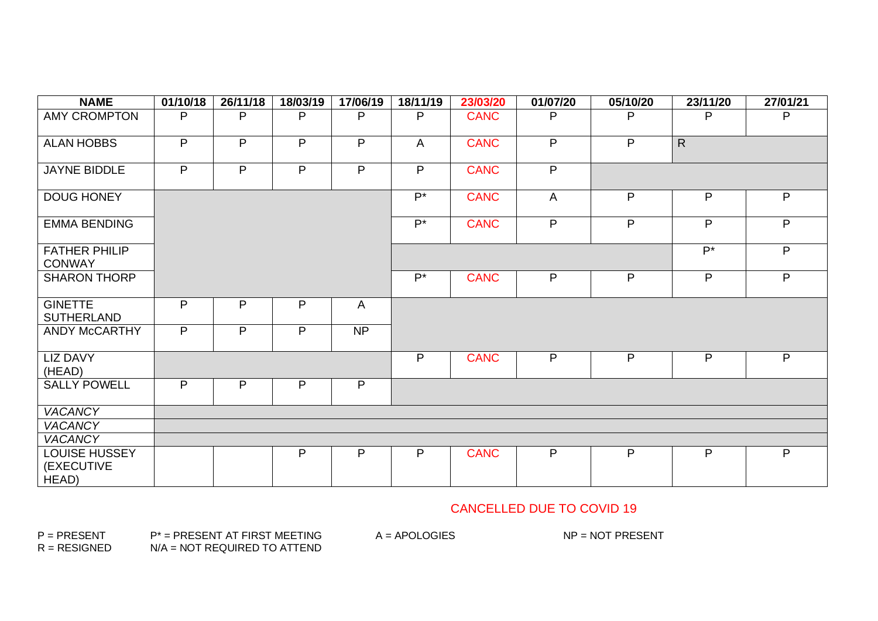| NAME | 01/10/18 | 26/11/18 | 18/03/19 | 17/06/19 | 18/11/19 | 23/03/20 | 01/07/20 | 05/10/20 | 23/11/20 | 27/01/21 |
|---|---|---|---|---|---|---|---|---|---|---|
| AMY CROMPTON | P | P | P | P | P | CANC | P | P | P | P |
| ALAN HOBBS | P | P | P | P | A | CANC | P | P | R | |
| JAYNE BIDDLE | P | P | P | P | P | CANC | P | | | |
| DOUG HONEY | | | | | P* | CANC | A | P | P | P |
| EMMA BENDING | | | | | P* | CANC | P | P | P | P |
| FATHER PHILIP CONWAY | | | | | | | | | P* | P |
| SHARON THORP | | | | | P* | CANC | P | P | P | P |
| GINETTE SUTHERLAND | P | P | P | A | | | | | | |
| ANDY McCARTHY | P | P | P | NP | | | | | | |
| LIZ DAVY (HEAD) | | | | | P | CANC | P | P | P | P |
| SALLY POWELL | P | P | P | P | | | | | | |
| *VACANCY* | | | | | | | | | | |
| *VACANCY* | | | | | | | | | | |
| *VACANCY* | | | | | | | | | | |
| LOUISE HUSSEY (EXECUTIVE HEAD) | | | P | P | P | CANC | P | P | P | P |

CANCELLED DUE TO COVID 19

P = PRESENT
R = RESIGNED
P* = PRESENT AT FIRST MEETING
N/A = NOT REQUIRED TO ATTEND
A = APOLOGIES
NP = NOT PRESENT